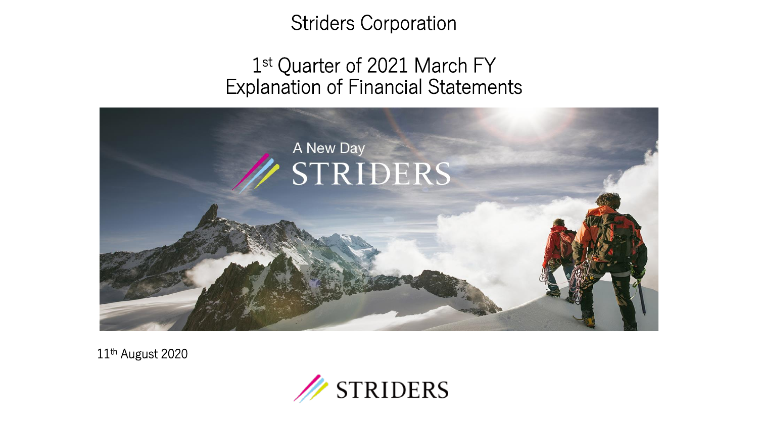# Striders Corporation

## 1st Quarter of 2021 March FY
## Explanation of Financial Statements

A New Day

STRIDERS

11th August 2020

STRIDERS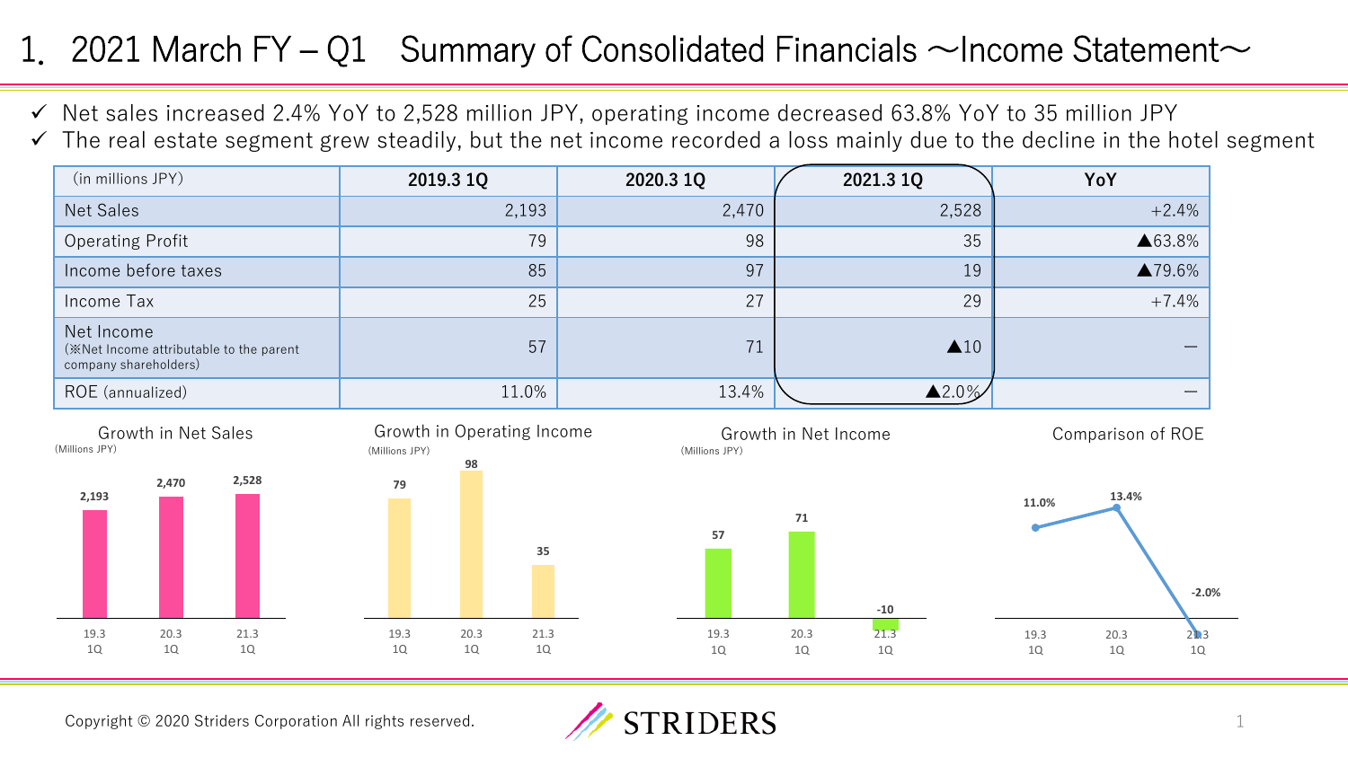# 1. 2021 March FY – Q1 Summary of Consolidated Financials ～Income Statement～

- ✓ Net sales increased 2.4% YoY to 2,528 million JPY, operating income decreased 63.8% YoY to 35 million JPY
- ✓ The real estate segment grew steadily, but the net income recorded a loss mainly due to the decline in the hotel segment

| (in millions JPY) | 2019.3 1Q | 2020.3 1Q | 2021.3 1Q | YoY |
|---|---|---|---|---|
| Net Sales | 2,193 | 2,470 | 2,528 | +2.4% |
| Operating Profit | 79 | 98 | 35 | ▲63.8% |
| Income before taxes | 85 | 97 | 19 | ▲79.6% |
| Income Tax | 25 | 27 | 29 | +7.4% |
| Net Income (※Net Income attributable to the parent company shareholders) | 57 | 71 | ▲10 | – |
| ROE (annualized) | 11.0% | 13.4% | ▲2.0% | – |

Growth in Net Sales
(Millions JPY)
2,193
2,470
2,528
19.3 1Q
20.3 1Q
21.3 1Q

Growth in Operating Income
(Millions JPY)
79
98
35
19.3 1Q
20.3 1Q
21.3 1Q

Growth in Net Income
(Millions JPY)
57
71
-10
19.3 1Q
20.3 1Q
21.3 1Q

Comparison of ROE
11.0%
13.4%
-2.0%
19.3 1Q
20.3 1Q
21.3 1Q

Copyright © 2020 Striders Corporation All rights reserved.

STRIDERS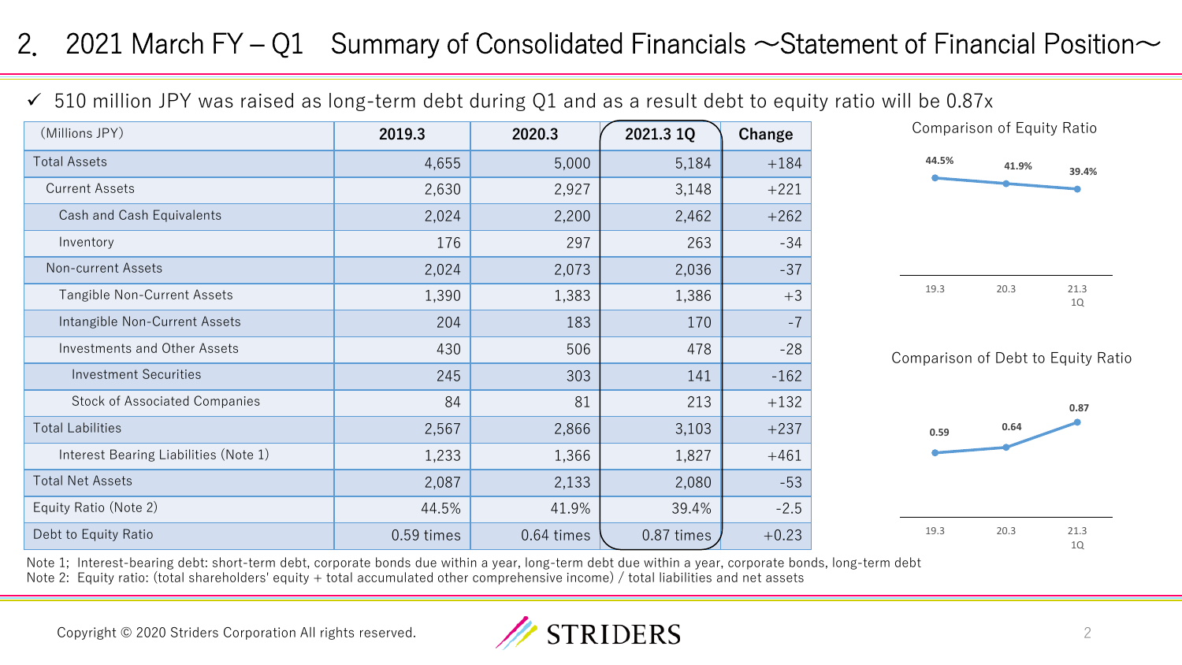# 2. 2021 March FY – Q1 Summary of Consolidated Financials ～Statement of Financial Position～

✓ 510 million JPY was raised as long-term debt during Q1 and as a result debt to equity ratio will be 0.87x

| (Millions JPY) | 2019.3 | 2020.3 | 2021.3 1Q | Change |
|---|---|---|---|---|
| Total Assets | 4,655 | 5,000 | 5,184 | +184 |
| Current Assets | 2,630 | 2,927 | 3,148 | +221 |
| Cash and Cash Equivalents | 2,024 | 2,200 | 2,462 | +262 |
| Inventory | 176 | 297 | 263 | -34 |
| Non-current Assets | 2,024 | 2,073 | 2,036 | -37 |
| Tangible Non-Current Assets | 1,390 | 1,383 | 1,386 | +3 |
| Intangible Non-Current Assets | 204 | 183 | 170 | -7 |
| Investments and Other Assets | 430 | 506 | 478 | -28 |
| Investment Securities | 245 | 303 | 141 | -162 |
| Stock of Associated Companies | 84 | 81 | 213 | +132 |
| Total Labilities | 2,567 | 2,866 | 3,103 | +237 |
| Interest Bearing Liabilities (Note 1) | 1,233 | 1,366 | 1,827 | +461 |
| Total Net Assets | 2,087 | 2,133 | 2,080 | -53 |
| Equity Ratio (Note 2) | 44.5% | 41.9% | 39.4% | -2.5 |
| Debt to Equity Ratio | 0.59 times | 0.64 times | 0.87 times | +0.23 |

Note 1; Interest-bearing debt: short-term debt, corporate bonds due within a year, long-term debt due within a year, corporate bonds, long-term debt
Note 2: Equity ratio: (total shareholders' equity + total accumulated other comprehensive income) / total liabilities and net assets

Comparison of Equity Ratio

44.5% 41.9% 39.4%

19.3 20.3 21.3 1Q

Comparison of Debt to Equity Ratio

0.59 0.64 0.87

19.3 20.3 21.3 1Q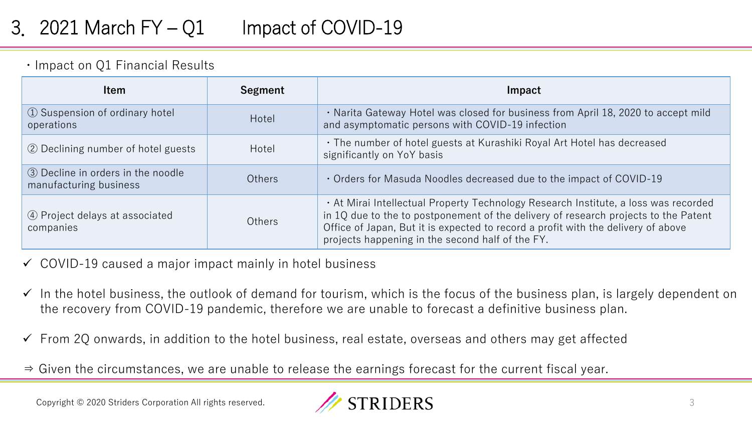# 3. 2021 March FY – Q1　Impact of COVID-19

・Impact on Q1 Financial Results

| Item | Segment | Impact |
|---|---|---|
| ① Suspension of ordinary hotel operations | Hotel | ・Narita Gateway Hotel was closed for business from April 18, 2020 to accept mild and asymptomatic persons with COVID-19 infection |
| ② Declining number of hotel guests | Hotel | ・The number of hotel guests at Kurashiki Royal Art Hotel has decreased significantly on YoY basis |
| ③ Decline in orders in the noodle manufacturing business | Others | ・Orders for Masuda Noodles decreased due to the impact of COVID-19 |
| ④ Project delays at associated companies | Others | ・At Mirai Intellectual Property Technology Research Institute, a loss was recorded in 1Q due to the to postponement of the delivery of research projects to the Patent Office of Japan, But it is expected to record a profit with the delivery of above projects happening in the second half of the FY. |

✓ COVID-19 caused a major impact mainly in hotel business

✓ In the hotel business, the outlook of demand for tourism, which is the focus of the business plan, is largely dependent on the recovery from COVID-19 pandemic, therefore we are unable to forecast a definitive business plan.

✓ From 2Q onwards, in addition to the hotel business, real estate, overseas and others may get affected

⇒ Given the circumstances, we are unable to release the earnings forecast for the current fiscal year.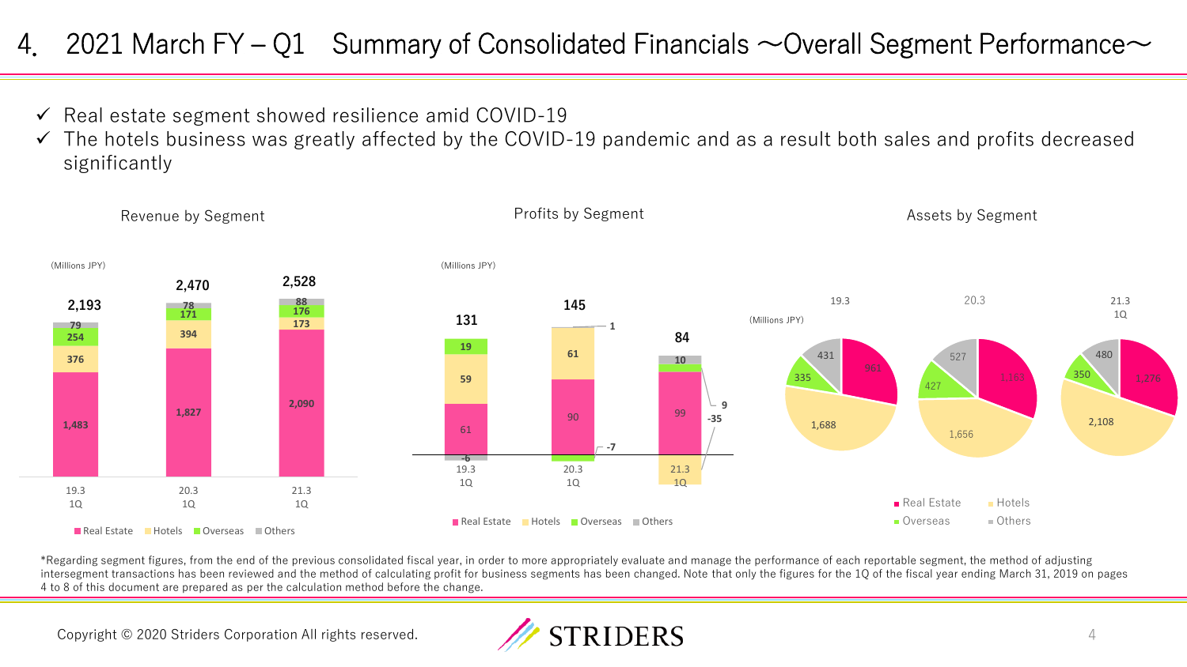# 4. 2021 March FY – Q1 Summary of Consolidated Financials ～Overall Segment Performance～

- ✓ Real estate segment showed resilience amid COVID-19
- ✓ The hotels business was greatly affected by the COVID-19 pandemic and as a result both sales and profits decreased significantly

Revenue by Segment

(Millions JPY)

19.3 1Q: 2,193 — Real Estate 1,483; Hotels 376; Overseas 254; Others 79

20.3 1Q: 2,470 — Real Estate 1,827; Hotels 394; Overseas 171; Others 78

21.3 1Q: 2,528 — Real Estate 2,090; Hotels 173; Overseas 176; Others 88

Real Estate ■ Hotels ■ Overseas ■ Others

Profits by Segment

(Millions JPY)

19.3 1Q: 131 — Real Estate 61; Hotels 59; Overseas 19; Others -6

20.3 1Q: 145 — Real Estate 90; Hotels 61; Overseas -7; Others 1

21.3 1Q: 84 — Real Estate 99; Hotels -35; Overseas 9; Others 10

Real Estate ■ Hotels ■ Overseas ■ Others

Assets by Segment

(Millions JPY)

19.3: Real Estate 961; Hotels 1,688; Overseas 335; Others 431

20.3: Real Estate 1,163; Hotels 1,656; Overseas 427; Others 527

21.3 1Q: Real Estate 1,276; Hotels 2,108; Overseas 350; Others 480

Real Estate ■ Hotels ■ Overseas ■ Others

*Regarding segment figures, from the end of the previous consolidated fiscal year, in order to more appropriately evaluate and manage the performance of each reportable segment, the method of adjusting intersegment transactions has been reviewed and the method of calculating profit for business segments has been changed. Note that only the figures for the 1Q of the fiscal year ending March 31, 2019 on pages 4 to 8 of this document are prepared as per the calculation method before the change.

Copyright © 2020 Striders Corporation All rights reserved.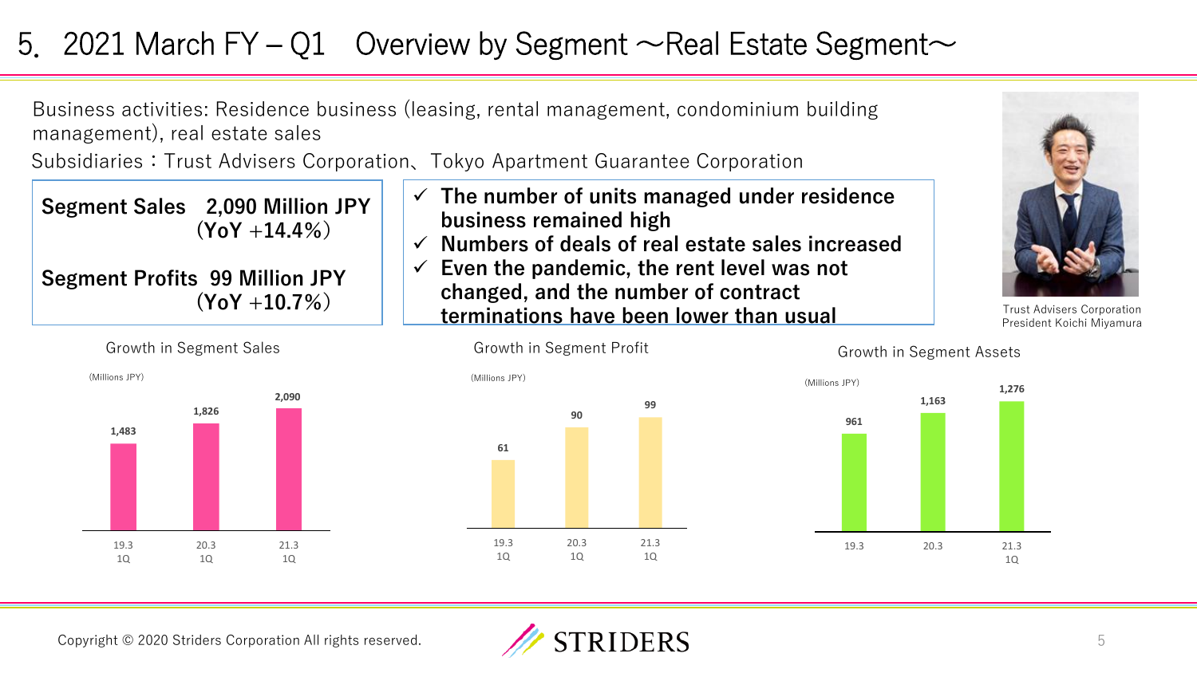# 5. 2021 March FY – Q1 Overview by Segment ～Real Estate Segment～

Business activities: Residence business (leasing, rental management, condominium building management), real estate sales

Subsidiaries：Trust Advisers Corporation、Tokyo Apartment Guarantee Corporation

**Segment Sales 2,090 Million JPY (YoY +14.4%)**

**Segment Profits 99 Million JPY (YoY +10.7%)**

- ✓ **The number of units managed under residence business remained high**
- ✓ **Numbers of deals of real estate sales increased**
- ✓ **Even the pandemic, the rent level was not changed, and the number of contract terminations have been lower than usual**

Trust Advisers Corporation
President Koichi Miyamura

Growth in Segment Sales

(Millions JPY)

1,483
1,826
2,090

19.3 1Q
20.3 1Q
21.3 1Q

Growth in Segment Profit

(Millions JPY)

61
90
99

19.3 1Q
20.3 1Q
21.3 1Q

Growth in Segment Assets

(Millions JPY)

961
1,163
1,276

19.3
20.3
21.3 1Q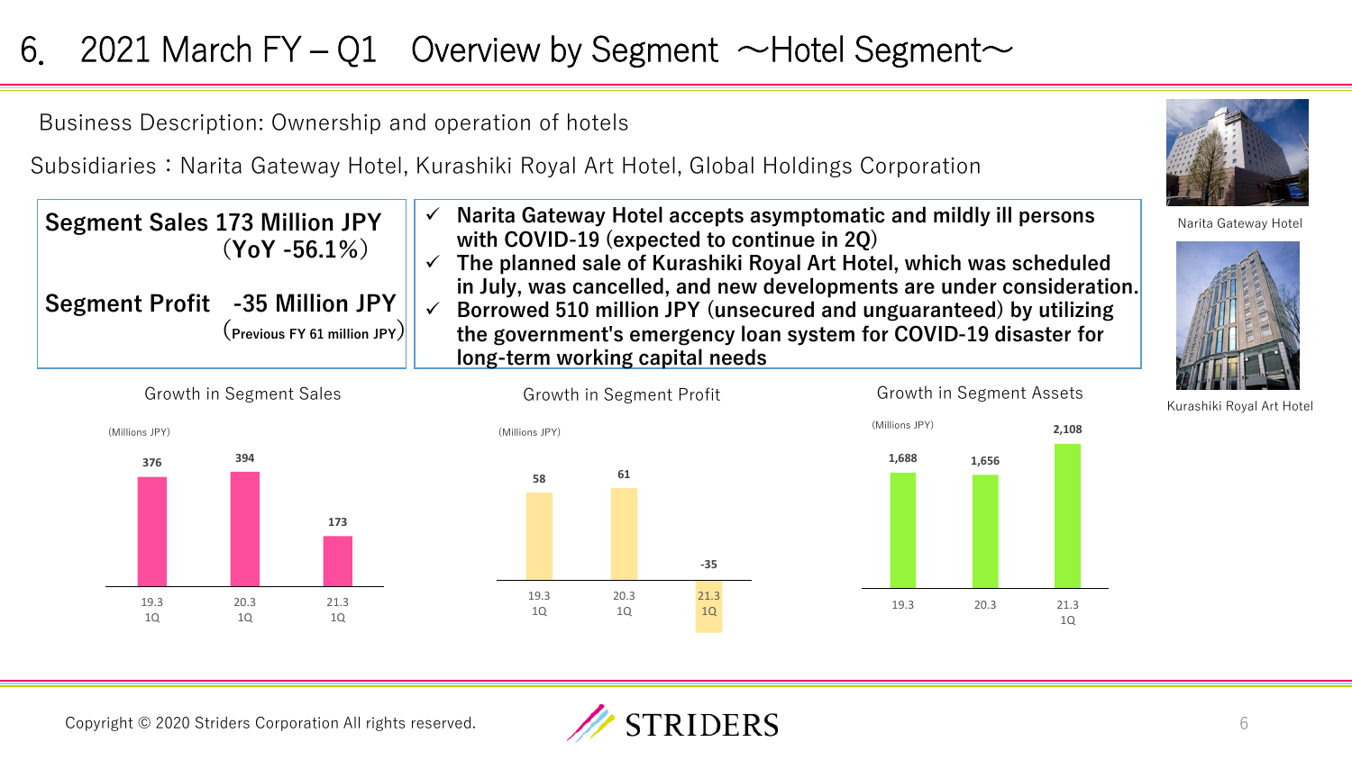# 6. 2021 March FY – Q1 Overview by Segment ～Hotel Segment～

Business Description: Ownership and operation of hotels

Subsidiaries：Narita Gateway Hotel, Kurashiki Royal Art Hotel, Global Holdings Corporation

**Segment Sales 173 Million JPY**
**（YoY -56.1%）**

**Segment Profit -35 Million JPY**
**（Previous FY 61 million JPY）**

- ✓ **Narita Gateway Hotel accepts asymptomatic and mildly ill persons with COVID-19 (expected to continue in 2Q)**
- ✓ **The planned sale of Kurashiki Royal Art Hotel, which was scheduled in July, was cancelled, and new developments are under consideration.**
- ✓ **Borrowed 510 million JPY (unsecured and unguaranteed) by utilizing the government's emergency loan system for COVID-19 disaster for long-term working capital needs**

Narita Gateway Hotel

Kurashiki Royal Art Hotel

Growth in Segment Sales

(Millions JPY)

376
394
173

19.3 1Q
20.3 1Q
21.3 1Q

Growth in Segment Profit

(Millions JPY)

58
61
-35

19.3 1Q
20.3 1Q
21.3 1Q

Growth in Segment Assets

(Millions JPY)

1,688
1,656
2,108

19.3
20.3
21.3 1Q

Copyright © 2020 Striders Corporation All rights reserved.

STRIDERS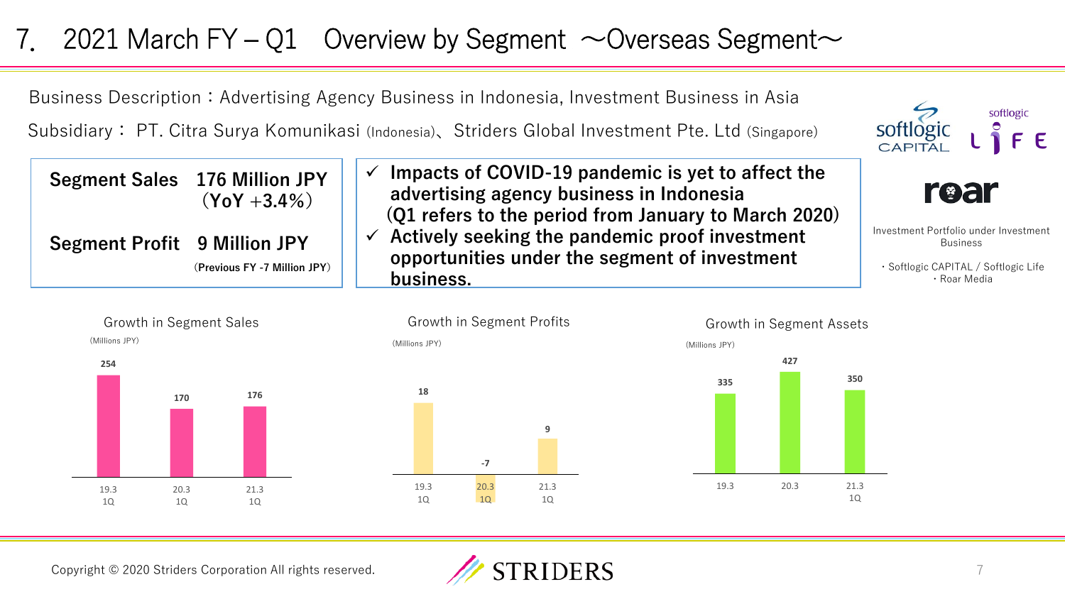# 7. 2021 March FY – Q1 Overview by Segment ～Overseas Segment～

Business Description：Advertising Agency Business in Indonesia, Investment Business in Asia

Subsidiary： PT. Citra Surya Komunikasi (Indonesia)、Striders Global Investment Pte. Ltd (Singapore)

**Segment Sales** **176 Million JPY (YoY +3.4%)**

**Segment Profit** **9 Million JPY**

(**Previous FY -7 Million JPY**)

- ✓ **Impacts of COVID-19 pandemic is yet to affect the advertising agency business in Indonesia (Q1 refers to the period from January to March 2020)**
- ✓ **Actively seeking the pandemic proof investment opportunities under the segment of investment business.**

softlogic CAPITAL　softlogic LIFE　roar

Investment Portfolio under Investment Business

・Softlogic CAPITAL / Softlogic Life
・Roar Media

Growth in Segment Sales

(Millions JPY)

254
170
176

19.3 1Q　20.3 1Q　21.3 1Q

Growth in Segment Profits

(Millions JPY)

18
-7
9

19.3 1Q　20.3 1Q　21.3 1Q

Growth in Segment Assets

(Millions JPY)

335
427
350

19.3　20.3　21.3 1Q

Copyright © 2020 Striders Corporation All rights reserved.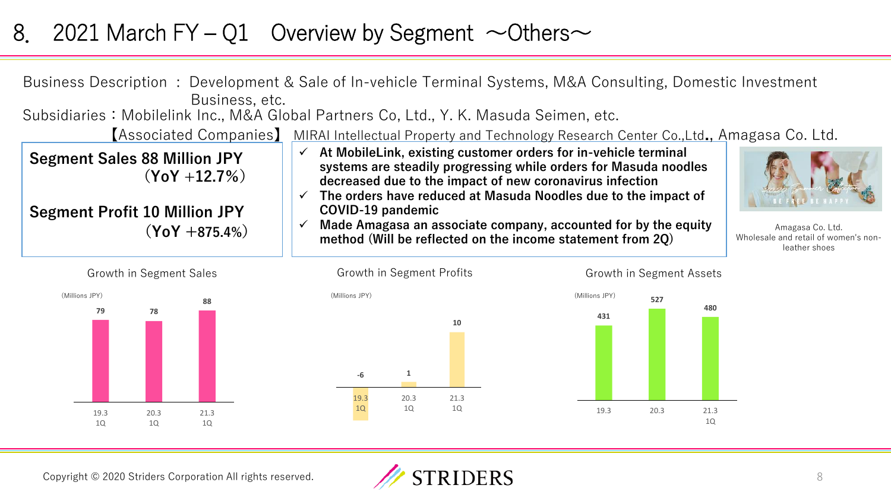# 8. 2021 March FY – Q1　Overview by Segment 〜Others〜

Business Description ： Development & Sale of In-vehicle Terminal Systems, M&A Consulting, Domestic Investment Business, etc.

Subsidiaries：Mobilelink Inc., M&A Global Partners Co, Ltd., Y. K. Masuda Seimen, etc.

【Associated Companies】 MIRAI Intellectual Property and Technology Research Center Co.,Ltd., Amagasa Co. Ltd.

**Segment Sales 88 Million JPY**
**（YoY +12.7%）**

**Segment Profit 10 Million JPY**
**（YoY +875.4%）**

- ✓ **At MobileLink, existing customer orders for in-vehicle terminal systems are steadily progressing while orders for Masuda noodles decreased due to the impact of new coronavirus infection**
- ✓ **The orders have reduced at Masuda Noodles due to the impact of COVID-19 pandemic**
- ✓ **Made Amagasa an associate company, accounted for by the equity method (Will be reflected on the income statement from 2Q)**

Amagasa Co. Ltd.
Wholesale and retail of women's non-leather shoes

Growth in Segment Sales

(Millions JPY)

79
78
88

19.3 1Q
20.3 1Q
21.3 1Q

Growth in Segment Profits

(Millions JPY)

-6
1
10

19.3 1Q
20.3 1Q
21.3 1Q

Growth in Segment Assets

(Millions JPY)

431
527
480

19.3
20.3
21.3 1Q

Copyright © 2020 Striders Corporation All rights reserved.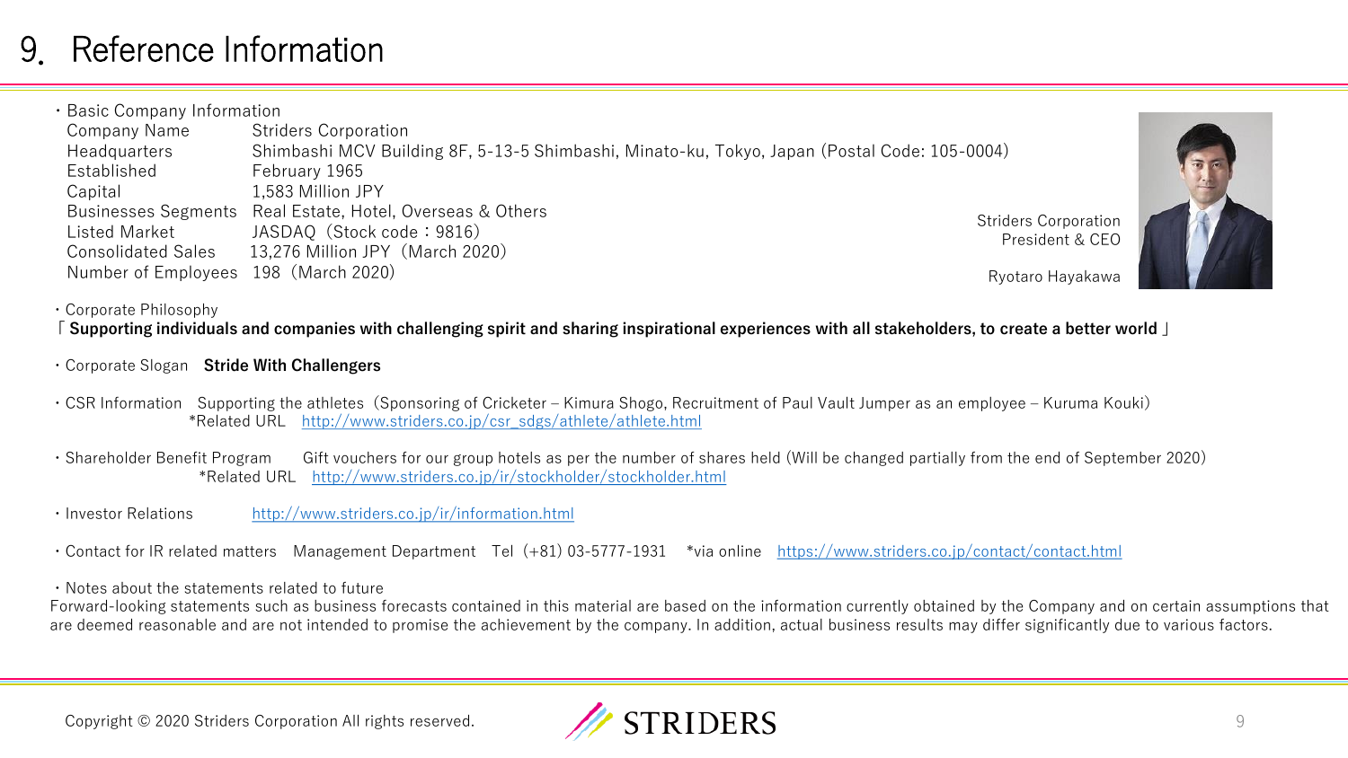# 9. Reference Information

・Basic Company Information

| | |
|---|---|
| Company Name | Striders Corporation |
| Headquarters | Shimbashi MCV Building 8F, 5-13-5 Shimbashi, Minato-ku, Tokyo, Japan (Postal Code: 105-0004) |
| Established | February 1965 |
| Capital | 1,583 Million JPY |
| Businesses Segments | Real Estate, Hotel, Overseas & Others |
| Listed Market | JASDAQ（Stock code：9816) |
| Consolidated Sales | 13,276 Million JPY（March 2020) |
| Number of Employees | 198（March 2020) |

Striders Corporation
President & CEO

Ryotaro Hayakawa

・Corporate Philosophy
「**Supporting individuals and companies with challenging spirit and sharing inspirational experiences with all stakeholders, to create a better world**」

・Corporate Slogan **Stride With Challengers**

・CSR Information Supporting the athletes（Sponsoring of Cricketer – Kimura Shogo, Recruitment of Paul Vault Jumper as an employee – Kuruma Kouki)
*Related URL http://www.striders.co.jp/csr_sdgs/athlete/athlete.html

・Shareholder Benefit Program Gift vouchers for our group hotels as per the number of shares held (Will be changed partially from the end of September 2020)
*Related URL http://www.striders.co.jp/ir/stockholder/stockholder.html

・Investor Relations http://www.striders.co.jp/ir/information.html

・Contact for IR related matters Management Department Tel（+81) 03-5777-1931 *via online https://www.striders.co.jp/contact/contact.html

・Notes about the statements related to future
Forward-looking statements such as business forecasts contained in this material are based on the information currently obtained by the Company and on certain assumptions that are deemed reasonable and are not intended to promise the achievement by the company. In addition, actual business results may differ significantly due to various factors.

Copyright © 2020 Striders Corporation All rights reserved.